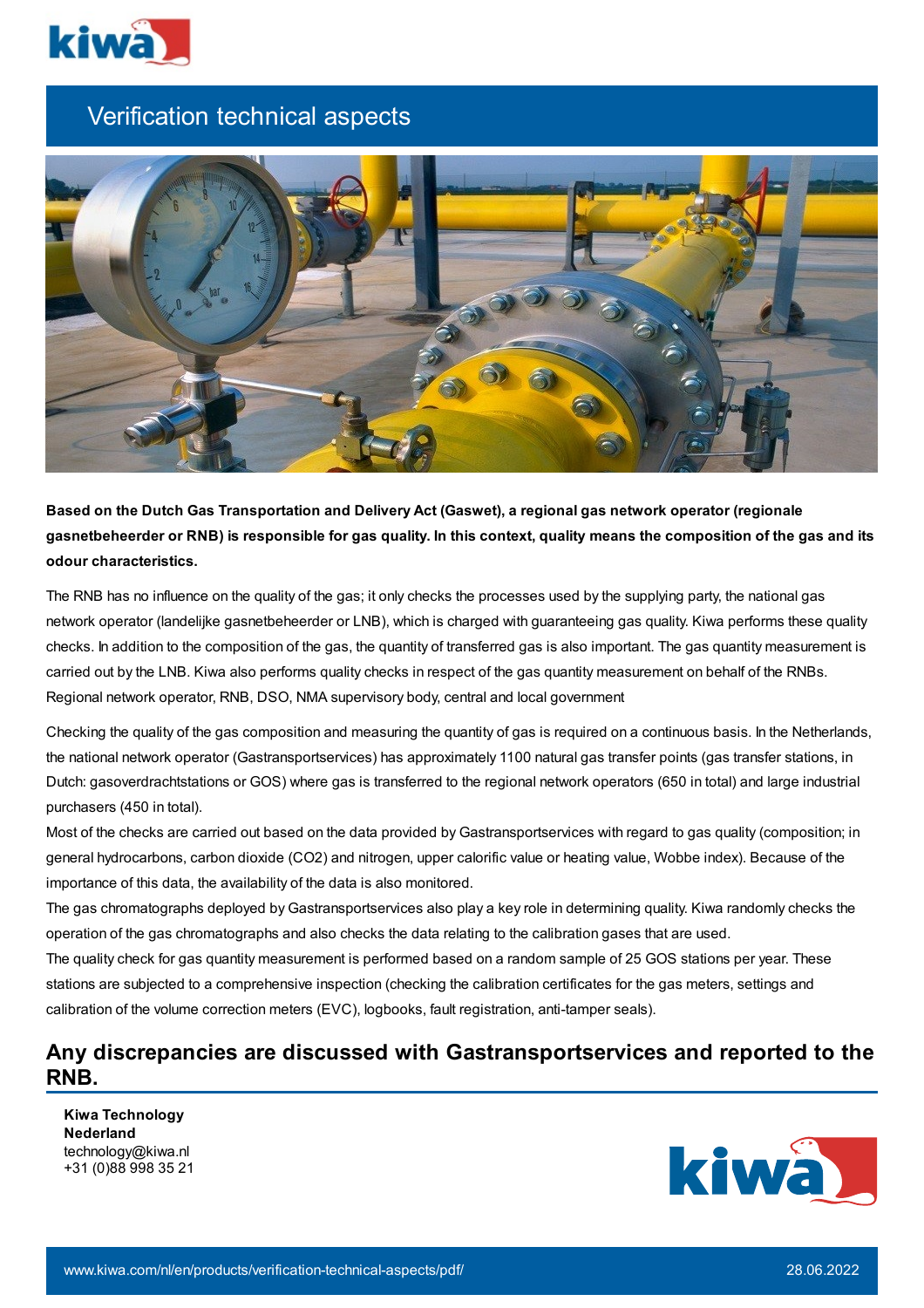# Verification technical aspects

**Based on the Dutch Gas Transportation and Delivery Act (Gaswet), a regional gas network operator (regionale gasnetbeheerder or RNB) is responsible for gas quality. In this context, quality means the composition of the gas and its odour characteristics.**

The RNB has no influence on the quality of the gas; it only checks the processes used by the supplying party, the national gas network operator (landelijke gasnetbeheerder or LNB), which is charged with guaranteeing gas quality. Kiwa performs these quality checks. In addition to the composition of the gas, the quantity of transferred gas is also important. The gas quantity measurement is carried out by the LNB. Kiwa also performs quality checks in respect of the gas quantity measurement on behalf of the RNBs. Regional network operator, RNB, DSO, NMA supervisory body, central and local government

Checking the quality of the gas composition and measuring the quantity of gas is required on a continuous basis. In the Netherlands, the national network operator (Gastransportservices) has approximately 1100 natural gas transfer points (gas transfer stations, in Dutch: gasoverdrachtstations or GOS) where gas is transferred to the regional network operators (650 in total) and large industrial purchasers (450 in total).

Most of the checks are carried out based on the data provided by Gastransportservices with regard to gas quality (composition; in general hydrocarbons, carbon dioxide ($CO_2$) and nitrogen, upper calorific value or heating value, Wobbe index). Because of the importance of this data, the availability of the data is also monitored.

The gas chromatographs deployed by Gastransportservices also play a key role in determining quality. Kiwa randomly checks the operation of the gas chromatographs and also checks the data relating to the calibration gases that are used.

The quality check for gas quantity measurement is performed based on a random sample of 25 GOS stations per year. These stations are subjected to a comprehensive inspection (checking the calibration certificates for the gas meters, settings and calibration of the volume correction meters (EVC), logbooks, fault registration, anti-tamper seals).

## Any discrepancies are discussed with Gastransportservices and reported to the RNB.

**Kiwa Technology Nederland**
technology@kiwa.nl
+31 (0)88 998 35 21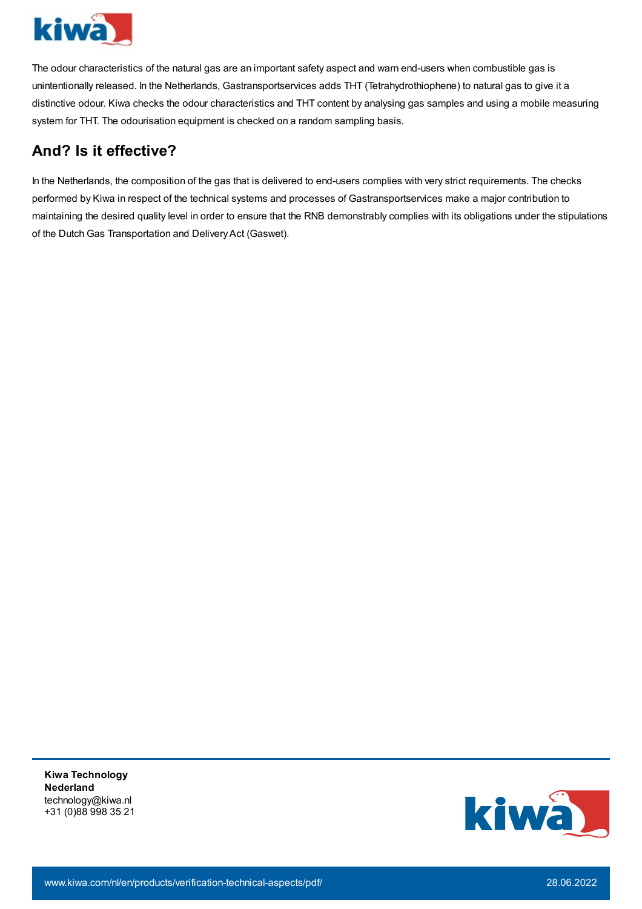The odour characteristics of the natural gas are an important safety aspect and warn end-users when combustible gas is unintentionally released. In the Netherlands, Gastransportservices adds THT (Tetrahydrothiophene) to natural gas to give it a distinctive odour. Kiwa checks the odour characteristics and THT content by analysing gas samples and using a mobile measuring system for THT. The odourisation equipment is checked on a random sampling basis.

## And? Is it effective?

In the Netherlands, the composition of the gas that is delivered to end-users complies with very strict requirements. The checks performed by Kiwa in respect of the technical systems and processes of Gastransportservices make a major contribution to maintaining the desired quality level in order to ensure that the RNB demonstrably complies with its obligations under the stipulations of the Dutch Gas Transportation and Delivery Act (Gaswet).

**Kiwa Technology Nederland**
technology@kiwa.nl
+31 (0)88 998 35 21